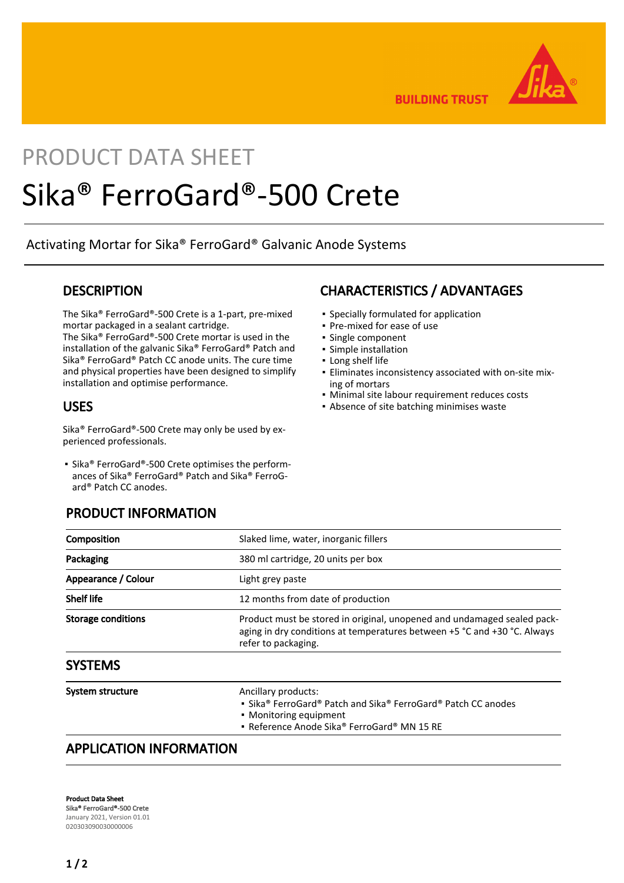# PRODUCT DATA SHEET

# Sika® FerroGard®-500 Crete

Activating Mortar for Sika® FerroGard® Galvanic Anode Systems

## DESCRIPTION

The Sika® FerroGard®-500 Crete is a 1-part, pre-mixed mortar packaged in a sealant cartridge.
The Sika® FerroGard®-500 Crete mortar is used in the installation of the galvanic Sika® FerroGard® Patch and Sika® FerroGard® Patch CC anode units. The cure time and physical properties have been designed to simplify installation and optimise performance.

## USES

Sika® FerroGard®-500 Crete may only be used by experienced professionals.

- Sika® FerroGard®-500 Crete optimises the performances of Sika® FerroGard® Patch and Sika® FerroGard® Patch CC anodes.

## CHARACTERISTICS / ADVANTAGES

- Specially formulated for application
- Pre-mixed for ease of use
- Single component
- Simple installation
- Long shelf life
- Eliminates inconsistency associated with on-site mixing of mortars
- Minimal site labour requirement reduces costs
- Absence of site batching minimises waste

## PRODUCT INFORMATION

| | |
|---|---|
| **Composition** | Slaked lime, water, inorganic fillers |
| **Packaging** | 380 ml cartridge, 20 units per box |
| **Appearance / Colour** | Light grey paste |
| **Shelf life** | 12 months from date of production |
| **Storage conditions** | Product must be stored in original, unopened and undamaged sealed packaging in dry conditions at temperatures between +5 °C and +30 °C. Always refer to packaging. |

## SYSTEMS

| | |
|---|---|
| **System structure** | Ancillary products:<br>▪ Sika® FerroGard® Patch and Sika® FerroGard® Patch CC anodes<br>▪ Monitoring equipment<br>▪ Reference Anode Sika® FerroGard® MN 15 RE |

## APPLICATION INFORMATION

**Product Data Sheet**
Sika® FerroGard®-500 Crete
January 2021, Version 01.01
020303090030000006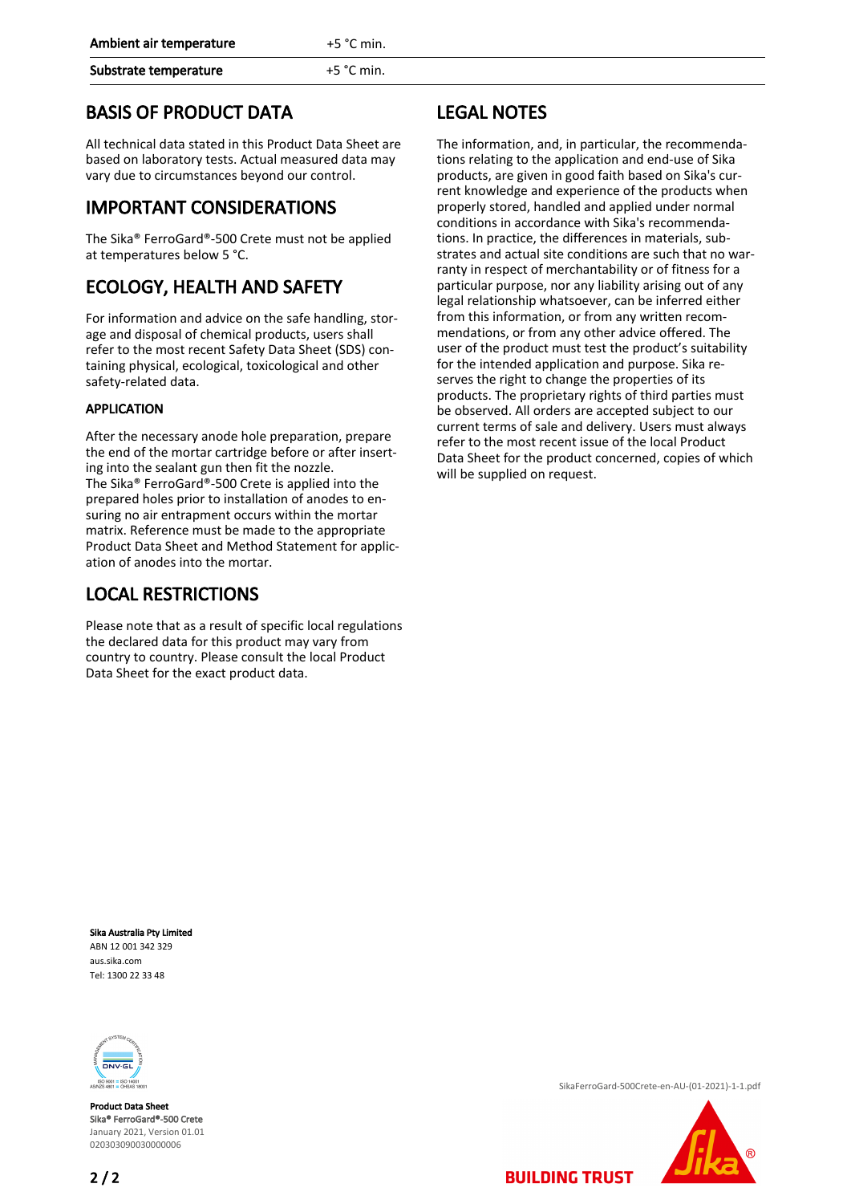| | |
|---|---|
| **Ambient air temperature** | +5 °C min. |
| **Substrate temperature** | +5 °C min. |

## BASIS OF PRODUCT DATA

All technical data stated in this Product Data Sheet are based on laboratory tests. Actual measured data may vary due to circumstances beyond our control.

## IMPORTANT CONSIDERATIONS

The Sika® FerroGard®-500 Crete must not be applied at temperatures below 5 °C.

## ECOLOGY, HEALTH AND SAFETY

For information and advice on the safe handling, storage and disposal of chemical products, users shall refer to the most recent Safety Data Sheet (SDS) containing physical, ecological, toxicological and other safety-related data.

### APPLICATION

After the necessary anode hole preparation, prepare the end of the mortar cartridge before or after inserting into the sealant gun then fit the nozzle.
The Sika® FerroGard®-500 Crete is applied into the prepared holes prior to installation of anodes to ensuring no air entrapment occurs within the mortar matrix. Reference must be made to the appropriate Product Data Sheet and Method Statement for application of anodes into the mortar.

## LOCAL RESTRICTIONS

Please note that as a result of specific local regulations the declared data for this product may vary from country to country. Please consult the local Product Data Sheet for the exact product data.

## LEGAL NOTES

The information, and, in particular, the recommendations relating to the application and end-use of Sika products, are given in good faith based on Sika's current knowledge and experience of the products when properly stored, handled and applied under normal conditions in accordance with Sika's recommendations. In practice, the differences in materials, substrates and actual site conditions are such that no warranty in respect of merchantability or of fitness for a particular purpose, nor any liability arising out of any legal relationship whatsoever, can be inferred either from this information, or from any written recommendations, or from any other advice offered. The user of the product must test the product's suitability for the intended application and purpose. Sika reserves the right to change the properties of its products. The proprietary rights of third parties must be observed. All orders are accepted subject to our current terms of sale and delivery. Users must always refer to the most recent issue of the local Product Data Sheet for the product concerned, copies of which will be supplied on request.

**Sika Australia Pty Limited**
ABN 12 001 342 329
aus.sika.com
Tel: 1300 22 33 48

**Product Data Sheet**
**Sika® FerroGard®-500 Crete**
January 2021, Version 01.01
020303090030000006

SikaFerroGard-500Crete-en-AU-(01-2021)-1-1.pdf

**BUILDING TRUST**